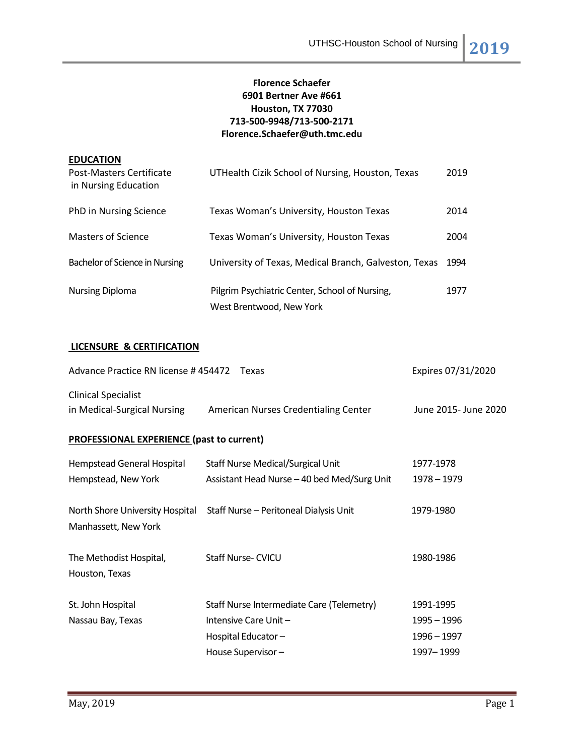**Florence Schaefer**
**6901 Bertner Ave #661**
**Houston, TX 77030**
**713-500-9948/713-500-2171**
**Florence.Schaefer@uth.tmc.edu**

## EDUCATION

| | | |
|---|---|---|
| Post-Masters Certificate in Nursing Education | UTHealth Cizik School of Nursing, Houston, Texas | 2019 |
| PhD in Nursing Science | Texas Woman's University, Houston Texas | 2014 |
| Masters of Science | Texas Woman's University, Houston Texas | 2004 |
| Bachelor of Science in Nursing | University of Texas, Medical Branch, Galveston, Texas | 1994 |
| Nursing Diploma | Pilgrim Psychiatric Center, School of Nursing, West Brentwood, New York | 1977 |

## LICENSURE & CERTIFICATION

| | | |
|---|---|---|
| Advance Practice RN license # 454472 | Texas | Expires 07/31/2020 |
| Clinical Specialist in Medical-Surgical Nursing | American Nurses Credentialing Center | June 2015- June 2020 |

## PROFESSIONAL EXPERIENCE (past to current)

| | | |
|---|---|---|
| Hempstead General Hospital, Hempstead, New York | Staff Nurse Medical/Surgical Unit | 1977-1978 |
| | Assistant Head Nurse – 40 bed Med/Surg Unit | 1978 – 1979 |
| North Shore University Hospital, Manhassett, New York | Staff Nurse – Peritoneal Dialysis Unit | 1979-1980 |
| The Methodist Hospital, Houston, Texas | Staff Nurse- CVICU | 1980-1986 |
| St. John Hospital, Nassau Bay, Texas | Staff Nurse Intermediate Care (Telemetry) | 1991-1995 |
| | Intensive Care Unit – | 1995 – 1996 |
| | Hospital Educator – | 1996 – 1997 |
| | House Supervisor – | 1997– 1999 |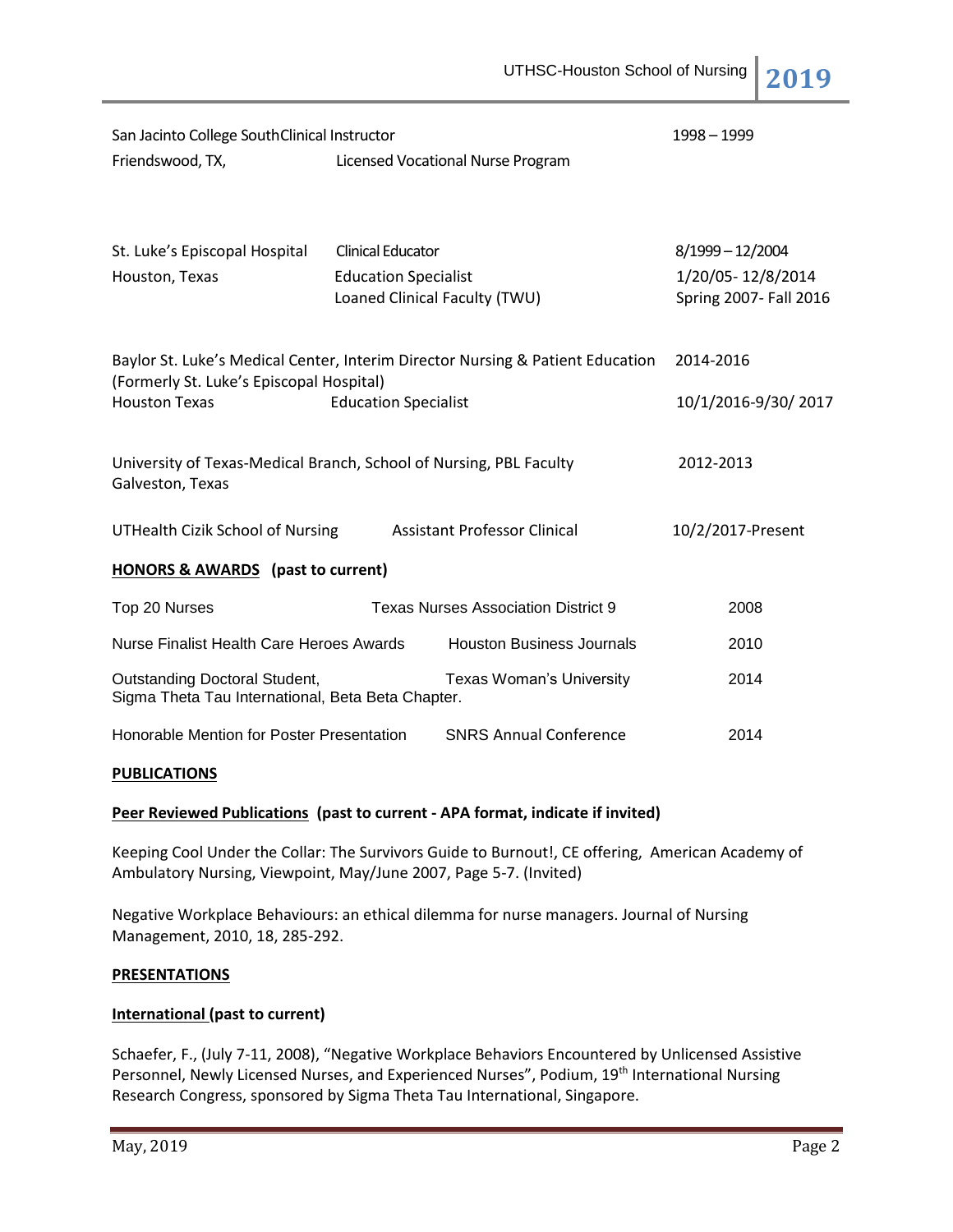| | | |
|---|---|---|
| San Jacinto College South | Clinical Instructor | 1998 – 1999 |
| Friendswood, TX, | Licensed Vocational Nurse Program | |
| St. Luke's Episcopal Hospital | Clinical Educator | 8/1999 – 12/2004 |
| Houston, Texas | Education Specialist | 1/20/05- 12/8/2014 |
| | Loaned Clinical Faculty (TWU) | Spring 2007- Fall 2016 |
| Baylor St. Luke's Medical Center, (Formerly St. Luke's Episcopal Hospital) | Interim Director Nursing & Patient Education | 2014-2016 |
| Houston Texas | Education Specialist | 10/1/2016-9/30/ 2017 |
| University of Texas-Medical Branch, School of Nursing, Galveston, Texas | PBL Faculty | 2012-2013 |
| UTHealth Cizik School of Nursing | Assistant Professor Clinical | 10/2/2017-Present |

**HONORS & AWARDS (past to current)**

| | | |
|---|---|---|
| Top 20 Nurses | Texas Nurses Association District 9 | 2008 |
| Nurse Finalist Health Care Heroes Awards | Houston Business Journals | 2010 |
| Outstanding Doctoral Student, Sigma Theta Tau International, Beta Beta Chapter. | Texas Woman's University | 2014 |
| Honorable Mention for Poster Presentation | SNRS Annual Conference | 2014 |

**PUBLICATIONS**

**Peer Reviewed Publications (past to current - APA format, indicate if invited)**

Keeping Cool Under the Collar: The Survivors Guide to Burnout!, CE offering, American Academy of Ambulatory Nursing, Viewpoint, May/June 2007, Page 5-7. (Invited)

Negative Workplace Behaviours: an ethical dilemma for nurse managers. Journal of Nursing Management, 2010, 18, 285-292.

**PRESENTATIONS**

**International (past to current)**

Schaefer, F., (July 7-11, 2008), "Negative Workplace Behaviors Encountered by Unlicensed Assistive Personnel, Newly Licensed Nurses, and Experienced Nurses", Podium, 19th International Nursing Research Congress, sponsored by Sigma Theta Tau International, Singapore.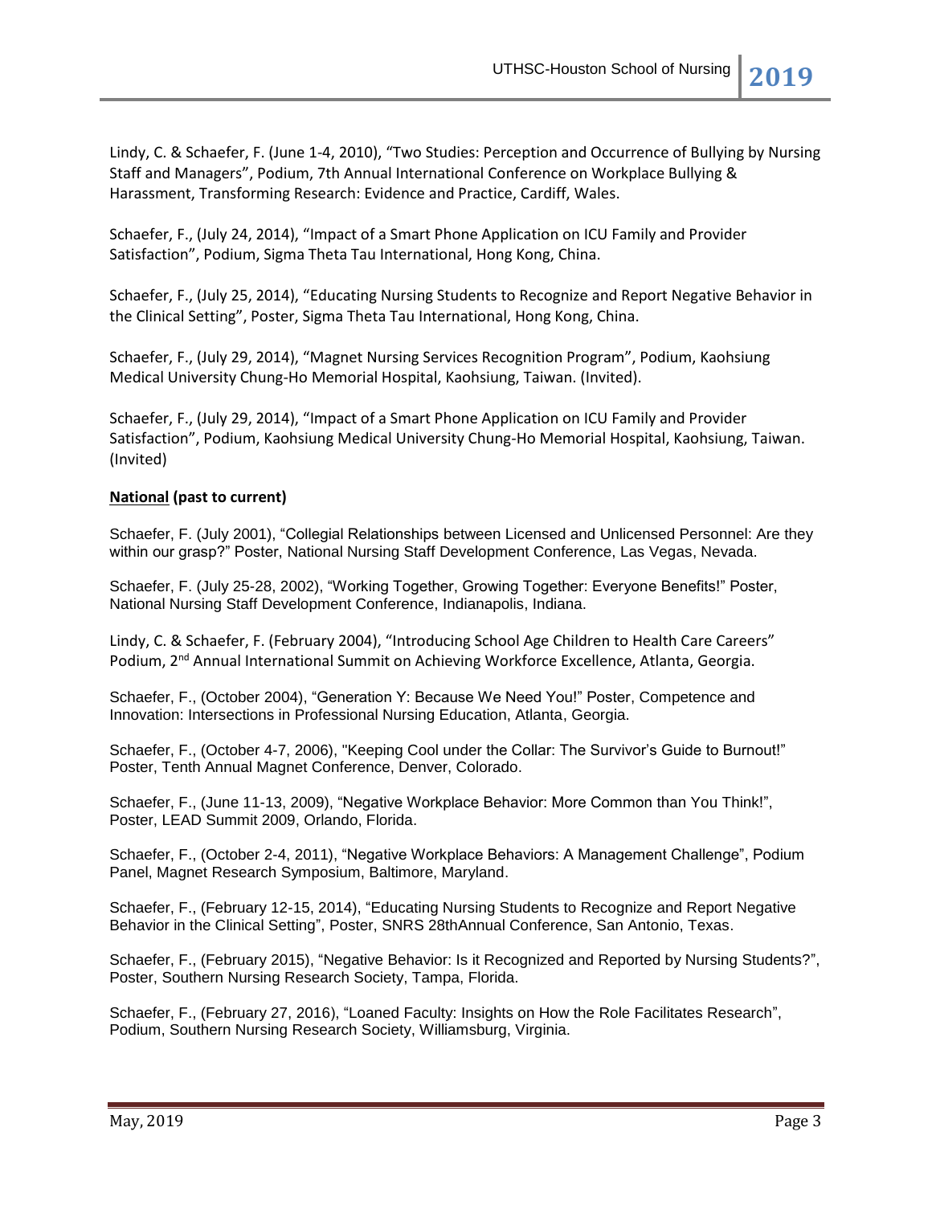Lindy, C. & Schaefer, F. (June 1-4, 2010), "Two Studies: Perception and Occurrence of Bullying by Nursing Staff and Managers", Podium, 7th Annual International Conference on Workplace Bullying & Harassment, Transforming Research: Evidence and Practice, Cardiff, Wales.

Schaefer, F., (July 24, 2014), "Impact of a Smart Phone Application on ICU Family and Provider Satisfaction", Podium, Sigma Theta Tau International, Hong Kong, China.

Schaefer, F., (July 25, 2014), "Educating Nursing Students to Recognize and Report Negative Behavior in the Clinical Setting", Poster, Sigma Theta Tau International, Hong Kong, China.

Schaefer, F., (July 29, 2014), "Magnet Nursing Services Recognition Program", Podium, Kaohsiung Medical University Chung-Ho Memorial Hospital, Kaohsiung, Taiwan. (Invited).

Schaefer, F., (July 29, 2014), "Impact of a Smart Phone Application on ICU Family and Provider Satisfaction", Podium, Kaohsiung Medical University Chung-Ho Memorial Hospital, Kaohsiung, Taiwan. (Invited)

**National (past to current)**

Schaefer, F. (July 2001), "Collegial Relationships between Licensed and Unlicensed Personnel: Are they within our grasp?" Poster, National Nursing Staff Development Conference, Las Vegas, Nevada.

Schaefer, F. (July 25-28, 2002), "Working Together, Growing Together: Everyone Benefits!" Poster, National Nursing Staff Development Conference, Indianapolis, Indiana.

Lindy, C. & Schaefer, F. (February 2004), "Introducing School Age Children to Health Care Careers" Podium, 2nd Annual International Summit on Achieving Workforce Excellence, Atlanta, Georgia.

Schaefer, F., (October 2004), "Generation Y: Because We Need You!" Poster, Competence and Innovation: Intersections in Professional Nursing Education, Atlanta, Georgia.

Schaefer, F., (October 4-7, 2006), "Keeping Cool under the Collar: The Survivor's Guide to Burnout!" Poster, Tenth Annual Magnet Conference, Denver, Colorado.

Schaefer, F., (June 11-13, 2009), "Negative Workplace Behavior: More Common than You Think!", Poster, LEAD Summit 2009, Orlando, Florida.

Schaefer, F., (October 2-4, 2011), "Negative Workplace Behaviors: A Management Challenge", Podium Panel, Magnet Research Symposium, Baltimore, Maryland.

Schaefer, F., (February 12-15, 2014), "Educating Nursing Students to Recognize and Report Negative Behavior in the Clinical Setting", Poster, SNRS 28thAnnual Conference, San Antonio, Texas.

Schaefer, F., (February 2015), "Negative Behavior: Is it Recognized and Reported by Nursing Students?", Poster, Southern Nursing Research Society, Tampa, Florida.

Schaefer, F., (February 27, 2016), "Loaned Faculty: Insights on How the Role Facilitates Research", Podium, Southern Nursing Research Society, Williamsburg, Virginia.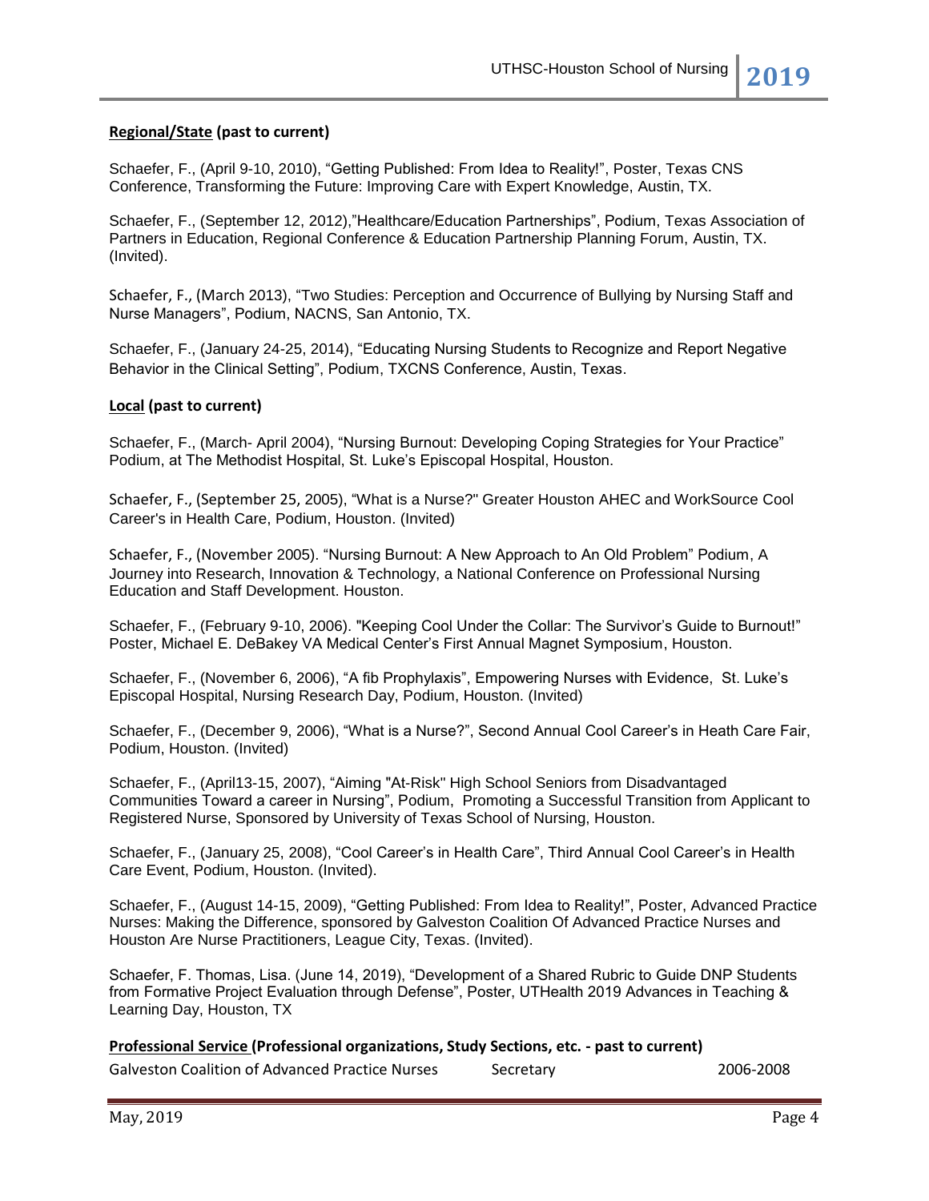**Regional/State (past to current)**

Schaefer, F., (April 9-10, 2010), "Getting Published: From Idea to Reality!", Poster, Texas CNS Conference, Transforming the Future: Improving Care with Expert Knowledge, Austin, TX.

Schaefer, F., (September 12, 2012),"Healthcare/Education Partnerships", Podium, Texas Association of Partners in Education, Regional Conference & Education Partnership Planning Forum, Austin, TX. (Invited).

Schaefer, F., (March 2013), "Two Studies: Perception and Occurrence of Bullying by Nursing Staff and Nurse Managers", Podium, NACNS, San Antonio, TX.

Schaefer, F., (January 24-25, 2014), "Educating Nursing Students to Recognize and Report Negative Behavior in the Clinical Setting", Podium, TXCNS Conference, Austin, Texas.

**Local (past to current)**

Schaefer, F., (March- April 2004), "Nursing Burnout: Developing Coping Strategies for Your Practice" Podium, at The Methodist Hospital, St. Luke's Episcopal Hospital, Houston.

Schaefer, F., (September 25, 2005), "What is a Nurse?" Greater Houston AHEC and WorkSource Cool Career's in Health Care, Podium, Houston. (Invited)

Schaefer, F., (November 2005). "Nursing Burnout: A New Approach to An Old Problem" Podium, A Journey into Research, Innovation & Technology, a National Conference on Professional Nursing Education and Staff Development. Houston.

Schaefer, F., (February 9-10, 2006). "Keeping Cool Under the Collar: The Survivor's Guide to Burnout!" Poster, Michael E. DeBakey VA Medical Center's First Annual Magnet Symposium, Houston.

Schaefer, F., (November 6, 2006), "A fib Prophylaxis", Empowering Nurses with Evidence, St. Luke's Episcopal Hospital, Nursing Research Day, Podium, Houston. (Invited)

Schaefer, F., (December 9, 2006), "What is a Nurse?", Second Annual Cool Career's in Heath Care Fair, Podium, Houston. (Invited)

Schaefer, F., (April13-15, 2007), "Aiming "At-Risk" High School Seniors from Disadvantaged Communities Toward a career in Nursing", Podium, Promoting a Successful Transition from Applicant to Registered Nurse, Sponsored by University of Texas School of Nursing, Houston.

Schaefer, F., (January 25, 2008), "Cool Career's in Health Care", Third Annual Cool Career's in Health Care Event, Podium, Houston. (Invited).

Schaefer, F., (August 14-15, 2009), "Getting Published: From Idea to Reality!", Poster, Advanced Practice Nurses: Making the Difference, sponsored by Galveston Coalition Of Advanced Practice Nurses and Houston Are Nurse Practitioners, League City, Texas. (Invited).

Schaefer, F. Thomas, Lisa. (June 14, 2019), "Development of a Shared Rubric to Guide DNP Students from Formative Project Evaluation through Defense", Poster, UTHealth 2019 Advances in Teaching & Learning Day, Houston, TX

**Professional Service (Professional organizations, Study Sections, etc. - past to current)**

| | | |
|---|---|---|
| Galveston Coalition of Advanced Practice Nurses | Secretary | 2006-2008 |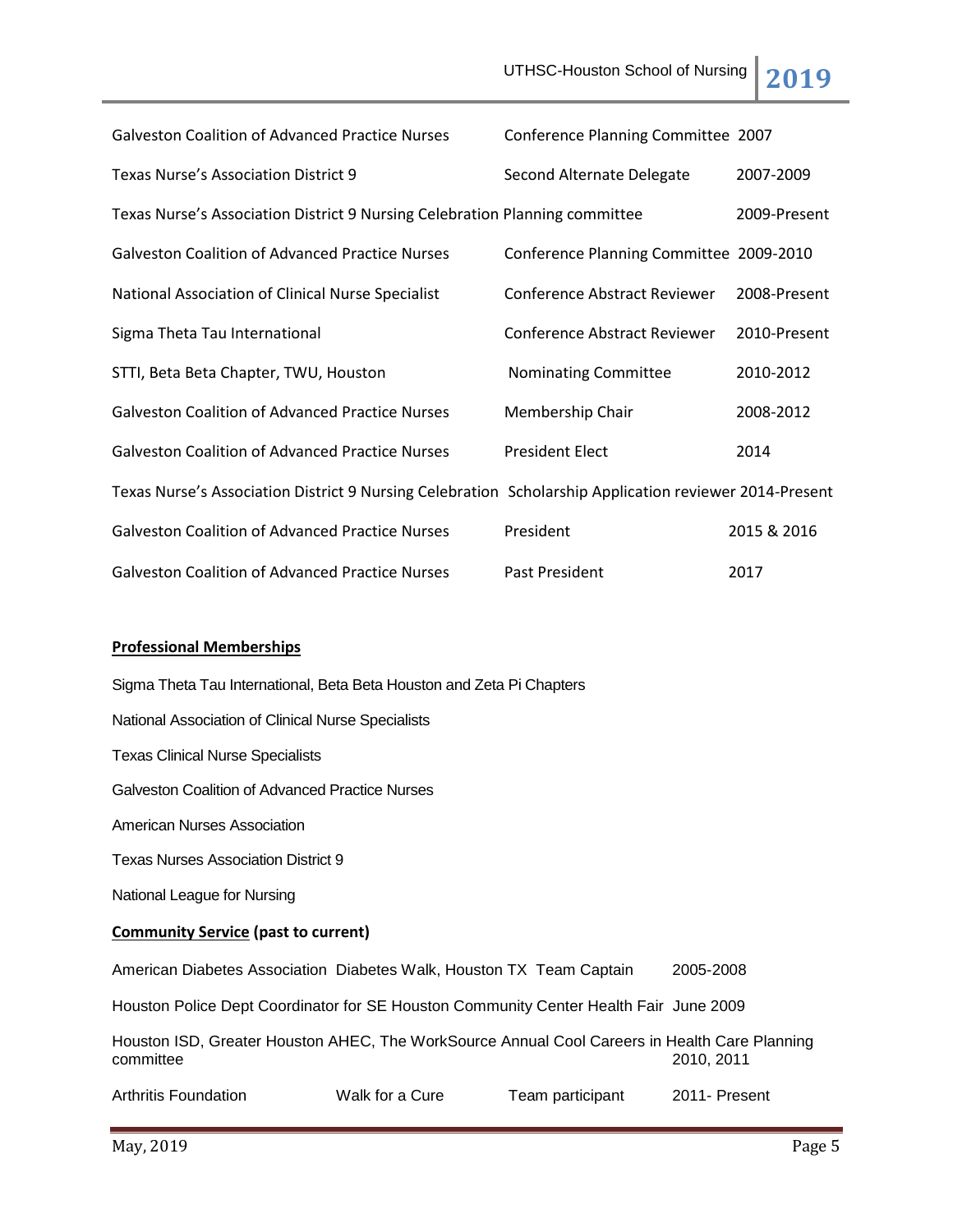| Organization | Role | Years |
|---|---|---|
| Galveston Coalition of Advanced Practice Nurses | Conference Planning Committee | 2007 |
| Texas Nurse's Association District 9 | Second Alternate Delegate | 2007-2009 |
| Texas Nurse's Association District 9 Nursing Celebration | Planning committee | 2009-Present |
| Galveston Coalition of Advanced Practice Nurses | Conference Planning Committee | 2009-2010 |
| National Association of Clinical Nurse Specialist | Conference Abstract Reviewer | 2008-Present |
| Sigma Theta Tau International | Conference Abstract Reviewer | 2010-Present |
| STTI, Beta Beta Chapter, TWU, Houston | Nominating Committee | 2010-2012 |
| Galveston Coalition of Advanced Practice Nurses | Membership Chair | 2008-2012 |
| Galveston Coalition of Advanced Practice Nurses | President Elect | 2014 |
| Texas Nurse's Association District 9 Nursing Celebration | Scholarship Application reviewer | 2014-Present |
| Galveston Coalition of Advanced Practice Nurses | President | 2015 & 2016 |
| Galveston Coalition of Advanced Practice Nurses | Past President | 2017 |

## Professional Memberships

Sigma Theta Tau International, Beta Beta Houston and Zeta Pi Chapters

National Association of Clinical Nurse Specialists

Texas Clinical Nurse Specialists

Galveston Coalition of Advanced Practice Nurses

American Nurses Association

Texas Nurses Association District 9

National League for Nursing

## Community Service (past to current)

American Diabetes Association Diabetes Walk, Houston TX Team Captain 2005-2008

Houston Police Dept Coordinator for SE Houston Community Center Health Fair June 2009

Houston ISD, Greater Houston AHEC, The WorkSource Annual Cool Careers in Health Care Planning committee 2010, 2011

Arthritis Foundation Walk for a Cure Team participant 2011- Present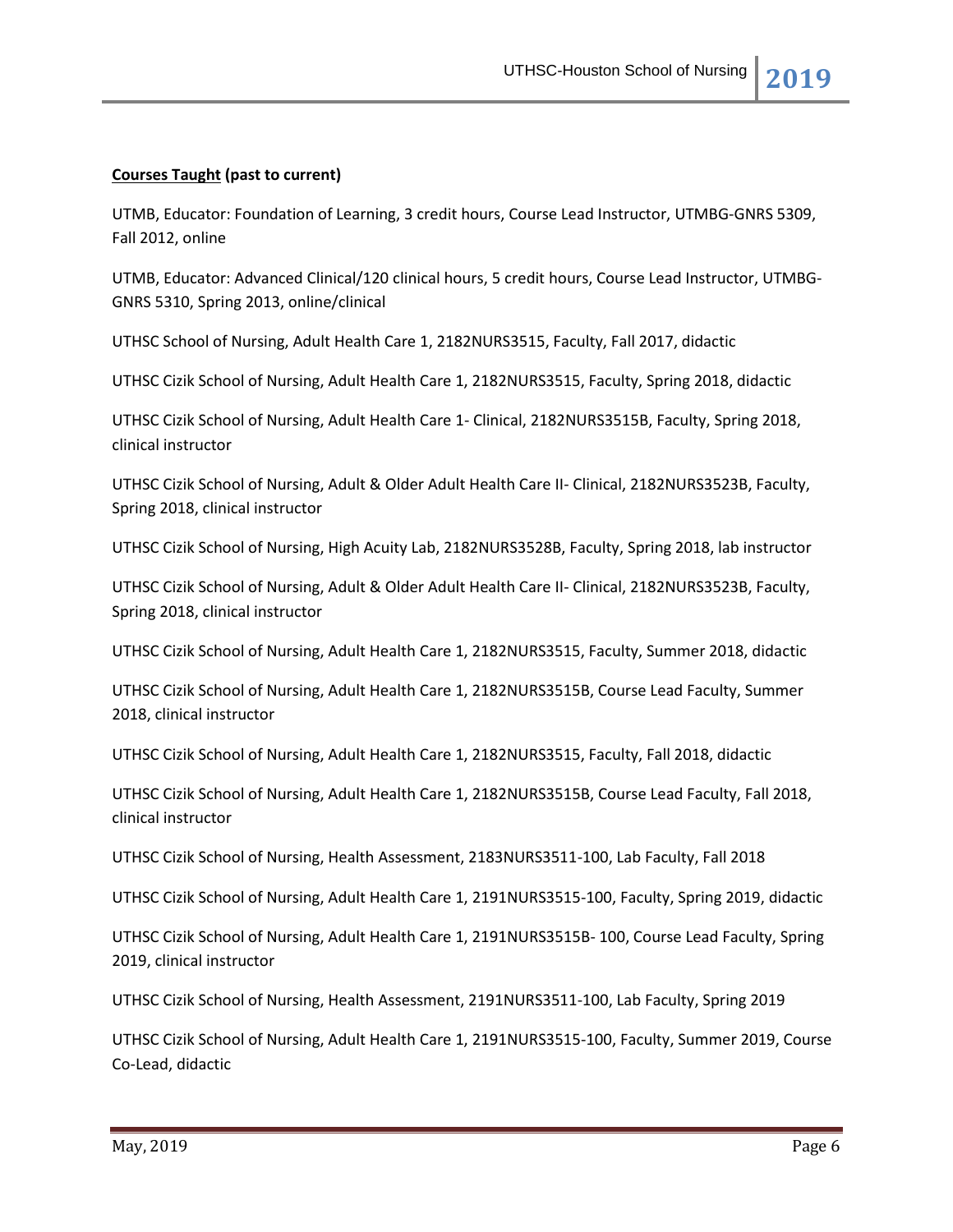**<u>Courses Taught</u> (past to current)**

UTMB, Educator: Foundation of Learning, 3 credit hours, Course Lead Instructor, UTMBG-GNRS 5309, Fall 2012, online

UTMB, Educator: Advanced Clinical/120 clinical hours, 5 credit hours, Course Lead Instructor, UTMBG-GNRS 5310, Spring 2013, online/clinical

UTHSC School of Nursing, Adult Health Care 1, 2182NURS3515, Faculty, Fall 2017, didactic

UTHSC Cizik School of Nursing, Adult Health Care 1, 2182NURS3515, Faculty, Spring 2018, didactic

UTHSC Cizik School of Nursing, Adult Health Care 1- Clinical, 2182NURS3515B, Faculty, Spring 2018, clinical instructor

UTHSC Cizik School of Nursing, Adult & Older Adult Health Care II- Clinical, 2182NURS3523B, Faculty, Spring 2018, clinical instructor

UTHSC Cizik School of Nursing, High Acuity Lab, 2182NURS3528B, Faculty, Spring 2018, lab instructor

UTHSC Cizik School of Nursing, Adult & Older Adult Health Care II- Clinical, 2182NURS3523B, Faculty, Spring 2018, clinical instructor

UTHSC Cizik School of Nursing, Adult Health Care 1, 2182NURS3515, Faculty, Summer 2018, didactic

UTHSC Cizik School of Nursing, Adult Health Care 1, 2182NURS3515B, Course Lead Faculty, Summer 2018, clinical instructor

UTHSC Cizik School of Nursing, Adult Health Care 1, 2182NURS3515, Faculty, Fall 2018, didactic

UTHSC Cizik School of Nursing, Adult Health Care 1, 2182NURS3515B, Course Lead Faculty, Fall 2018, clinical instructor

UTHSC Cizik School of Nursing, Health Assessment, 2183NURS3511-100, Lab Faculty, Fall 2018

UTHSC Cizik School of Nursing, Adult Health Care 1, 2191NURS3515-100, Faculty, Spring 2019, didactic

UTHSC Cizik School of Nursing, Adult Health Care 1, 2191NURS3515B- 100, Course Lead Faculty, Spring 2019, clinical instructor

UTHSC Cizik School of Nursing, Health Assessment, 2191NURS3511-100, Lab Faculty, Spring 2019

UTHSC Cizik School of Nursing, Adult Health Care 1, 2191NURS3515-100, Faculty, Summer 2019, Course Co-Lead, didactic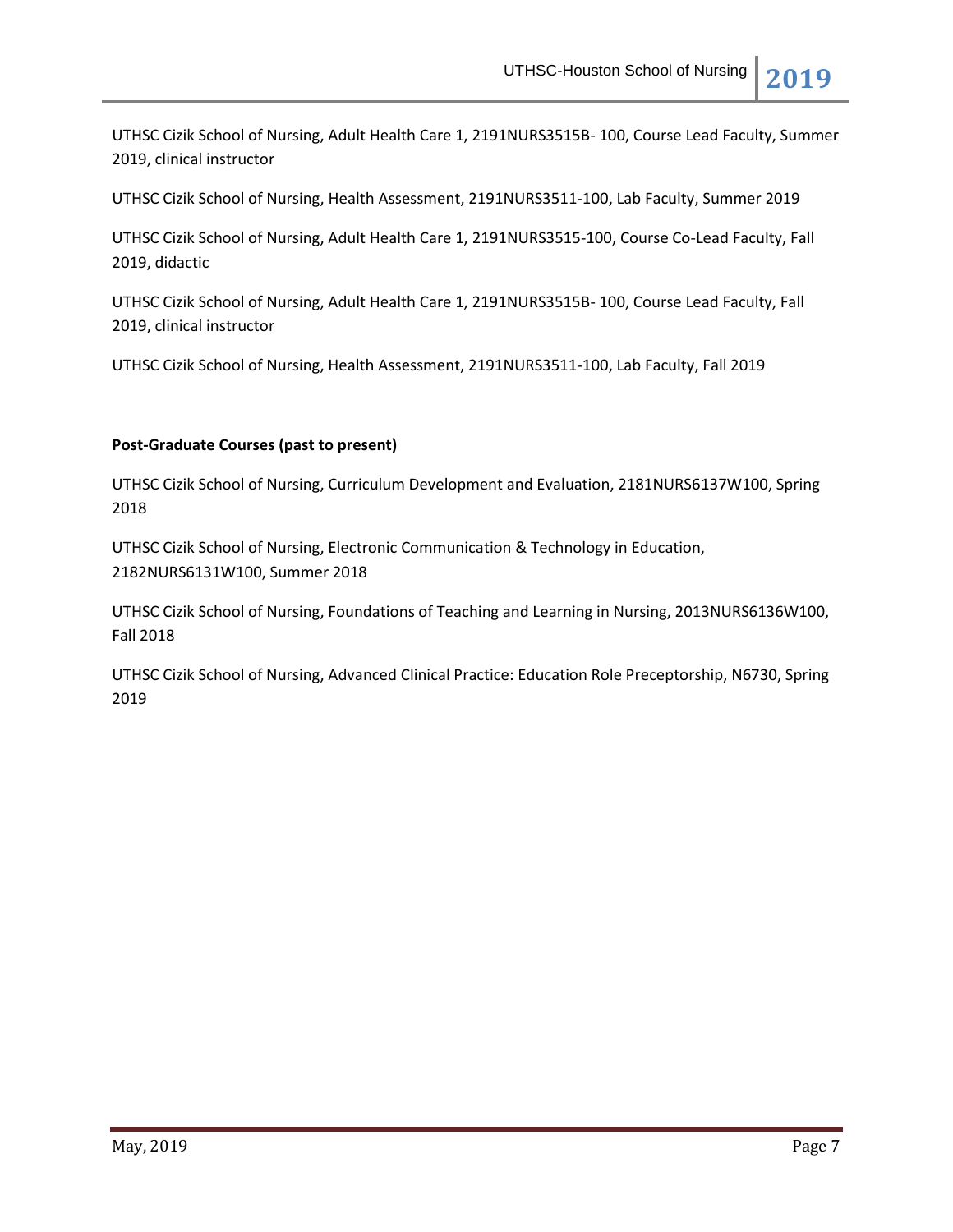UTHSC Cizik School of Nursing, Adult Health Care 1, 2191NURS3515B- 100, Course Lead Faculty, Summer 2019, clinical instructor

UTHSC Cizik School of Nursing, Health Assessment, 2191NURS3511-100, Lab Faculty, Summer 2019

UTHSC Cizik School of Nursing, Adult Health Care 1, 2191NURS3515-100, Course Co-Lead Faculty, Fall 2019, didactic

UTHSC Cizik School of Nursing, Adult Health Care 1, 2191NURS3515B- 100, Course Lead Faculty, Fall 2019, clinical instructor

UTHSC Cizik School of Nursing, Health Assessment, 2191NURS3511-100, Lab Faculty, Fall 2019

**Post-Graduate Courses (past to present)**

UTHSC Cizik School of Nursing, Curriculum Development and Evaluation, 2181NURS6137W100, Spring 2018

UTHSC Cizik School of Nursing, Electronic Communication & Technology in Education, 2182NURS6131W100, Summer 2018

UTHSC Cizik School of Nursing, Foundations of Teaching and Learning in Nursing, 2013NURS6136W100, Fall 2018

UTHSC Cizik School of Nursing, Advanced Clinical Practice: Education Role Preceptorship, N6730, Spring 2019